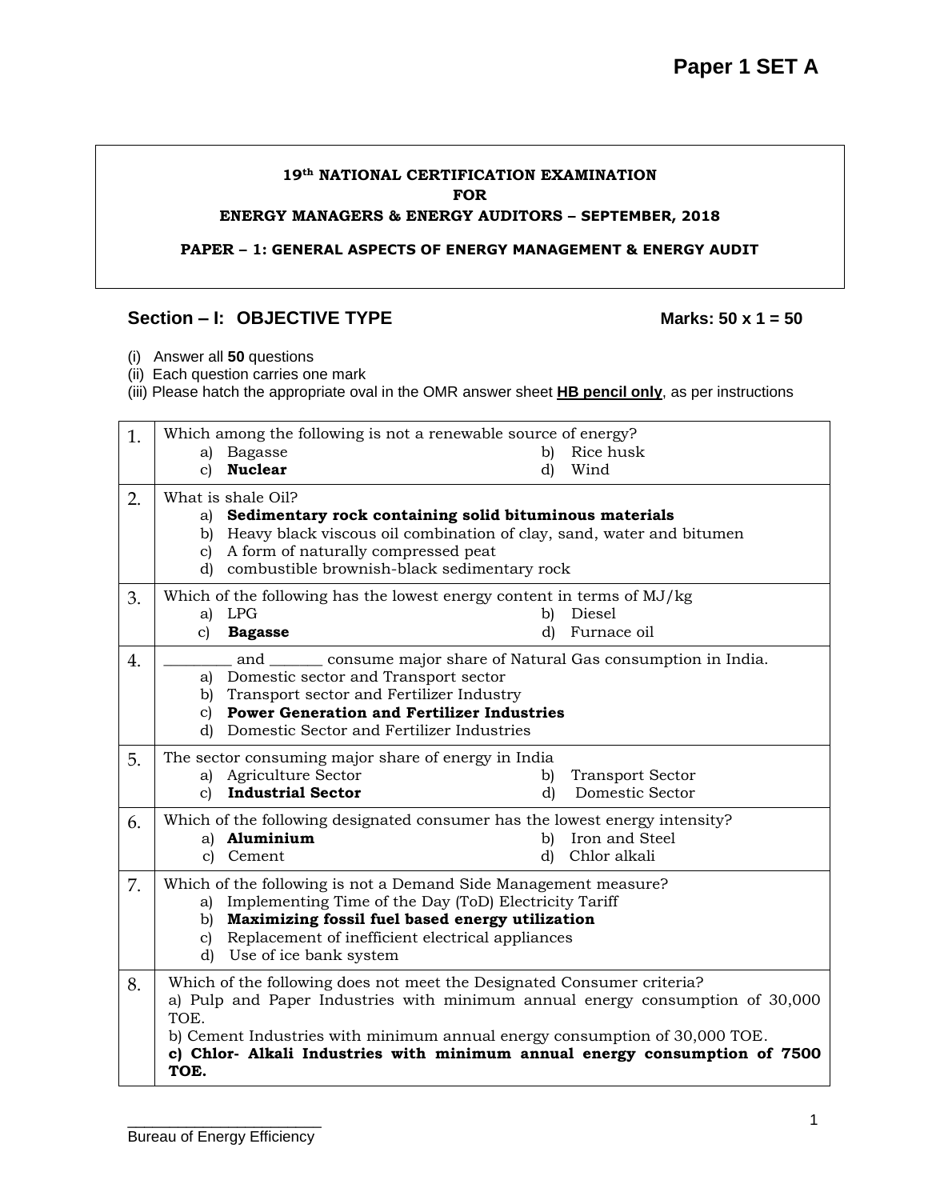**Paper 1 SET A**

**19th NATIONAL CERTIFICATION EXAMINATION**
**FOR**
**ENERGY MANAGERS & ENERGY AUDITORS – SEPTEMBER, 2018**

**PAPER – 1: GENERAL ASPECTS OF ENERGY MANAGEMENT & ENERGY AUDIT**

## Section – I: OBJECTIVE TYPE &nbsp;&nbsp;&nbsp;&nbsp;&nbsp;&nbsp;&nbsp;&nbsp; Marks: 50 x 1 = 50

(i) Answer all **50** questions
(ii) Each question carries one mark
(iii) Please hatch the appropriate oval in the OMR answer sheet **HB pencil only**, as per instructions

| | |
|---|---|
| 1. | Which among the following is not a renewable source of energy?<br>a) Bagasse &nbsp;&nbsp;&nbsp; b) Rice husk<br>c) **Nuclear** &nbsp;&nbsp;&nbsp; d) Wind |
| 2. | What is shale Oil?<br>a) **Sedimentary rock containing solid bituminous materials**<br>b) Heavy black viscous oil combination of clay, sand, water and bitumen<br>c) A form of naturally compressed peat<br>d) combustible brownish-black sedimentary rock |
| 3. | Which of the following has the lowest energy content in terms of MJ/kg<br>a) LPG &nbsp;&nbsp;&nbsp; b) Diesel<br>c) **Bagasse** &nbsp;&nbsp;&nbsp; d) Furnace oil |
| 4. | ________ and _______ consume major share of Natural Gas consumption in India.<br>a) Domestic sector and Transport sector<br>b) Transport sector and Fertilizer Industry<br>c) **Power Generation and Fertilizer Industries**<br>d) Domestic Sector and Fertilizer Industries |
| 5. | The sector consuming major share of energy in India<br>a) Agriculture Sector &nbsp;&nbsp;&nbsp; b) Transport Sector<br>c) **Industrial Sector** &nbsp;&nbsp;&nbsp; d) Domestic Sector |
| 6. | Which of the following designated consumer has the lowest energy intensity?<br>a) **Aluminium** &nbsp;&nbsp;&nbsp; b) Iron and Steel<br>c) Cement &nbsp;&nbsp;&nbsp; d) Chlor alkali |
| 7. | Which of the following is not a Demand Side Management measure?<br>a) Implementing Time of the Day (ToD) Electricity Tariff<br>b) **Maximizing fossil fuel based energy utilization**<br>c) Replacement of inefficient electrical appliances<br>d) Use of ice bank system |
| 8. | Which of the following does not meet the Designated Consumer criteria?<br>a) Pulp and Paper Industries with minimum annual energy consumption of 30,000 TOE.<br>b) Cement Industries with minimum annual energy consumption of 30,000 TOE.<br>**c) Chlor- Alkali Industries with minimum annual energy consumption of 7500 TOE.** |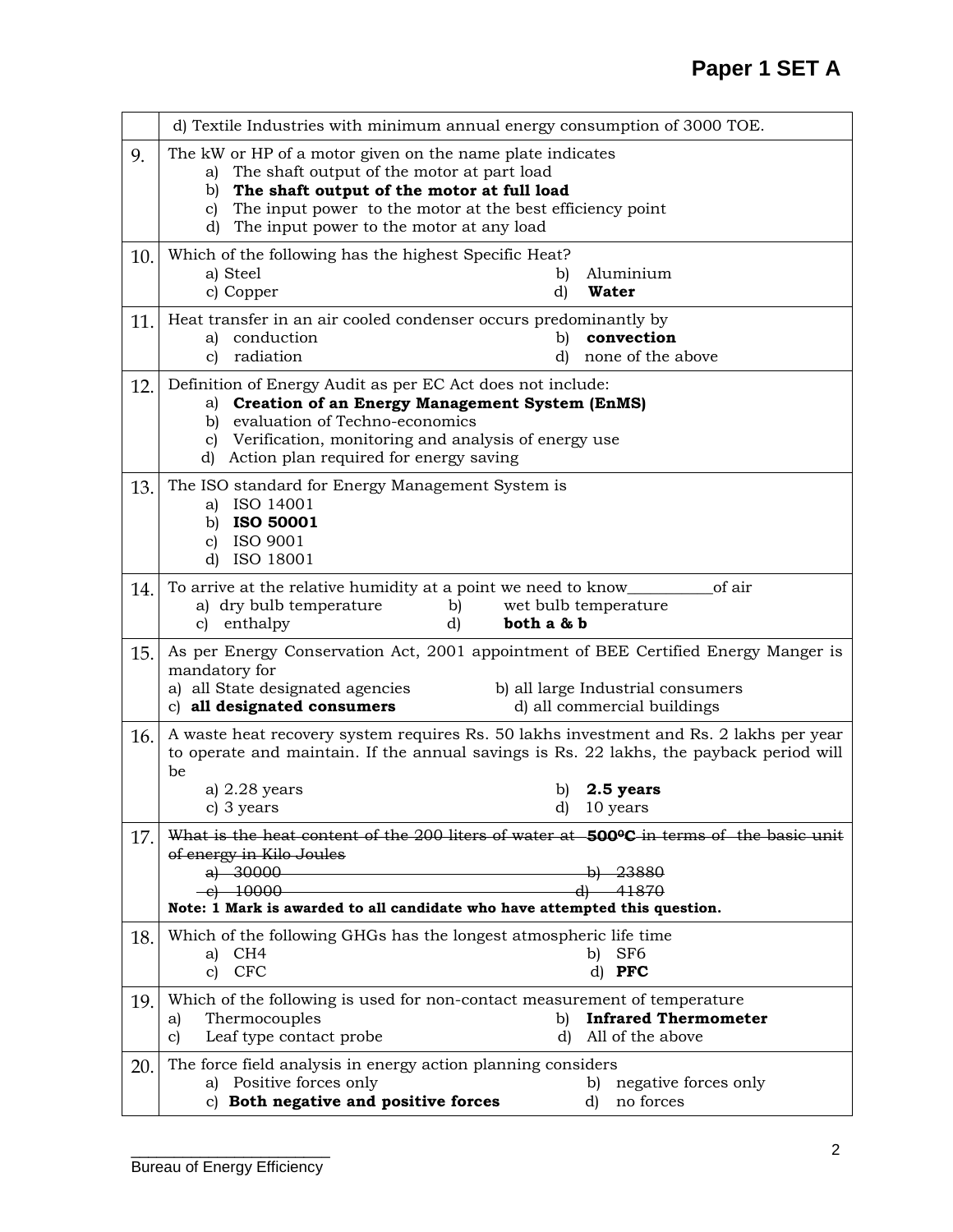| | |
|---|---|
| | d) Textile Industries with minimum annual energy consumption of 3000 TOE. |
| 9. | The kW or HP of a motor given on the name plate indicates<br>a) The shaft output of the motor at part load<br>b) **The shaft output of the motor at full load**<br>c) The input power to the motor at the best efficiency point<br>d) The input power to the motor at any load |
| 10. | Which of the following has the highest Specific Heat?<br>a) Steel b) Aluminium<br>c) Copper d) **Water** |
| 11. | Heat transfer in an air cooled condenser occurs predominantly by<br>a) conduction b) **convection**<br>c) radiation d) none of the above |
| 12. | Definition of Energy Audit as per EC Act does not include:<br>a) **Creation of an Energy Management System (EnMS)**<br>b) evaluation of Techno-economics<br>c) Verification, monitoring and analysis of energy use<br>d) Action plan required for energy saving |
| 13. | The ISO standard for Energy Management System is<br>a) ISO 14001<br>b) **ISO 50001**<br>c) ISO 9001<br>d) ISO 18001 |
| 14. | To arrive at the relative humidity at a point we need to know__________of air<br>a) dry bulb temperature b) wet bulb temperature<br>c) enthalpy d) **both a & b** |
| 15. | As per Energy Conservation Act, 2001 appointment of BEE Certified Energy Manger is mandatory for<br>a) all State designated agencies b) all large Industrial consumers<br>c) **all designated consumers** d) all commercial buildings |
| 16. | A waste heat recovery system requires Rs. 50 lakhs investment and Rs. 2 lakhs per year to operate and maintain. If the annual savings is Rs. 22 lakhs, the payback period will be<br>a) 2.28 years b) **2.5 years**<br>c) 3 years d) 10 years |
| 17. | ~~What is the heat content of the 200 liters of water at **500°C** in terms of the basic unit of energy in Kilo Joules~~<br>~~a) 30000 b) 23880~~<br>~~c) 10000 d) 41870~~<br>**Note: 1 Mark is awarded to all candidate who have attempted this question.** |
| 18. | Which of the following GHGs has the longest atmospheric life time<br>a) $CH_4$ b) $SF_6$<br>c) CFC d) **PFC** |
| 19. | Which of the following is used for non-contact measurement of temperature<br>a) Thermocouples b) **Infrared Thermometer**<br>c) Leaf type contact probe d) All of the above |
| 20. | The force field analysis in energy action planning considers<br>a) Positive forces only b) negative forces only<br>c) **Both negative and positive forces** d) no forces |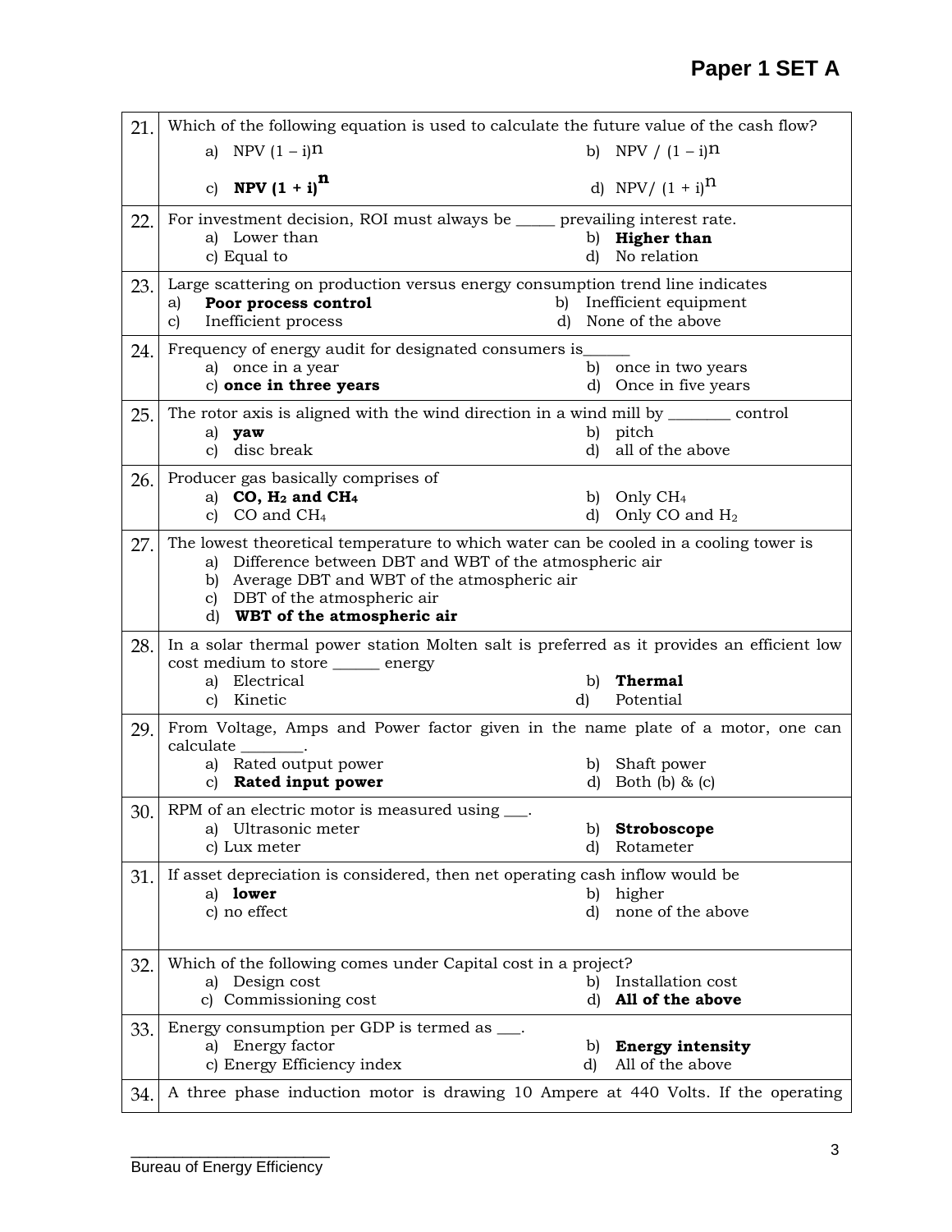| | |
|---|---|
| 21. | Which of the following equation is used to calculate the future value of the cash flow?<br>a) NPV $(1 - i)^n$ &nbsp;&nbsp;&nbsp;&nbsp; b) NPV / $(1 - i)^n$<br>c) **NPV $(1 + i)^n$** &nbsp;&nbsp;&nbsp;&nbsp; d) NPV/ $(1 + i)^n$ |
| 22. | For investment decision, ROI must always be _____ prevailing interest rate.<br>a) Lower than &nbsp;&nbsp;&nbsp;&nbsp; b) **Higher than**<br>c) Equal to &nbsp;&nbsp;&nbsp;&nbsp; d) No relation |
| 23. | Large scattering on production versus energy consumption trend line indicates<br>a) **Poor process control** &nbsp;&nbsp;&nbsp;&nbsp; b) Inefficient equipment<br>c) Inefficient process &nbsp;&nbsp;&nbsp;&nbsp; d) None of the above |
| 24. | Frequency of energy audit for designated consumers is______<br>a) once in a year &nbsp;&nbsp;&nbsp;&nbsp; b) once in two years<br>c) **once in three years** &nbsp;&nbsp;&nbsp;&nbsp; d) Once in five years |
| 25. | The rotor axis is aligned with the wind direction in a wind mill by ________ control<br>a) **yaw** &nbsp;&nbsp;&nbsp;&nbsp; b) pitch<br>c) disc break &nbsp;&nbsp;&nbsp;&nbsp; d) all of the above |
| 26. | Producer gas basically comprises of<br>a) **CO, $H_2$ and $CH_4$** &nbsp;&nbsp;&nbsp;&nbsp; b) Only $CH_4$<br>c) CO and $CH_4$ &nbsp;&nbsp;&nbsp;&nbsp; d) Only CO and $H_2$ |
| 27. | The lowest theoretical temperature to which water can be cooled in a cooling tower is<br>a) Difference between DBT and WBT of the atmospheric air<br>b) Average DBT and WBT of the atmospheric air<br>c) DBT of the atmospheric air<br>d) **WBT of the atmospheric air** |
| 28. | In a solar thermal power station Molten salt is preferred as it provides an efficient low cost medium to store ______ energy<br>a) Electrical &nbsp;&nbsp;&nbsp;&nbsp; b) **Thermal**<br>c) Kinetic &nbsp;&nbsp;&nbsp;&nbsp; d) Potential |
| 29. | From Voltage, Amps and Power factor given in the name plate of a motor, one can calculate ________.<br>a) Rated output power &nbsp;&nbsp;&nbsp;&nbsp; b) Shaft power<br>c) **Rated input power** &nbsp;&nbsp;&nbsp;&nbsp; d) Both (b) & (c) |
| 30. | RPM of an electric motor is measured using ___.<br>a) Ultrasonic meter &nbsp;&nbsp;&nbsp;&nbsp; b) **Stroboscope**<br>c) Lux meter &nbsp;&nbsp;&nbsp;&nbsp; d) Rotameter |
| 31. | If asset depreciation is considered, then net operating cash inflow would be<br>a) **lower** &nbsp;&nbsp;&nbsp;&nbsp; b) higher<br>c) no effect &nbsp;&nbsp;&nbsp;&nbsp; d) none of the above |
| 32. | Which of the following comes under Capital cost in a project?<br>a) Design cost &nbsp;&nbsp;&nbsp;&nbsp; b) Installation cost<br>c) Commissioning cost &nbsp;&nbsp;&nbsp;&nbsp; d) **All of the above** |
| 33. | Energy consumption per GDP is termed as ___.<br>a) Energy factor &nbsp;&nbsp;&nbsp;&nbsp; b) **Energy intensity**<br>c) Energy Efficiency index &nbsp;&nbsp;&nbsp;&nbsp; d) All of the above |
| 34. | A three phase induction motor is drawing 10 Ampere at 440 Volts. If the operating |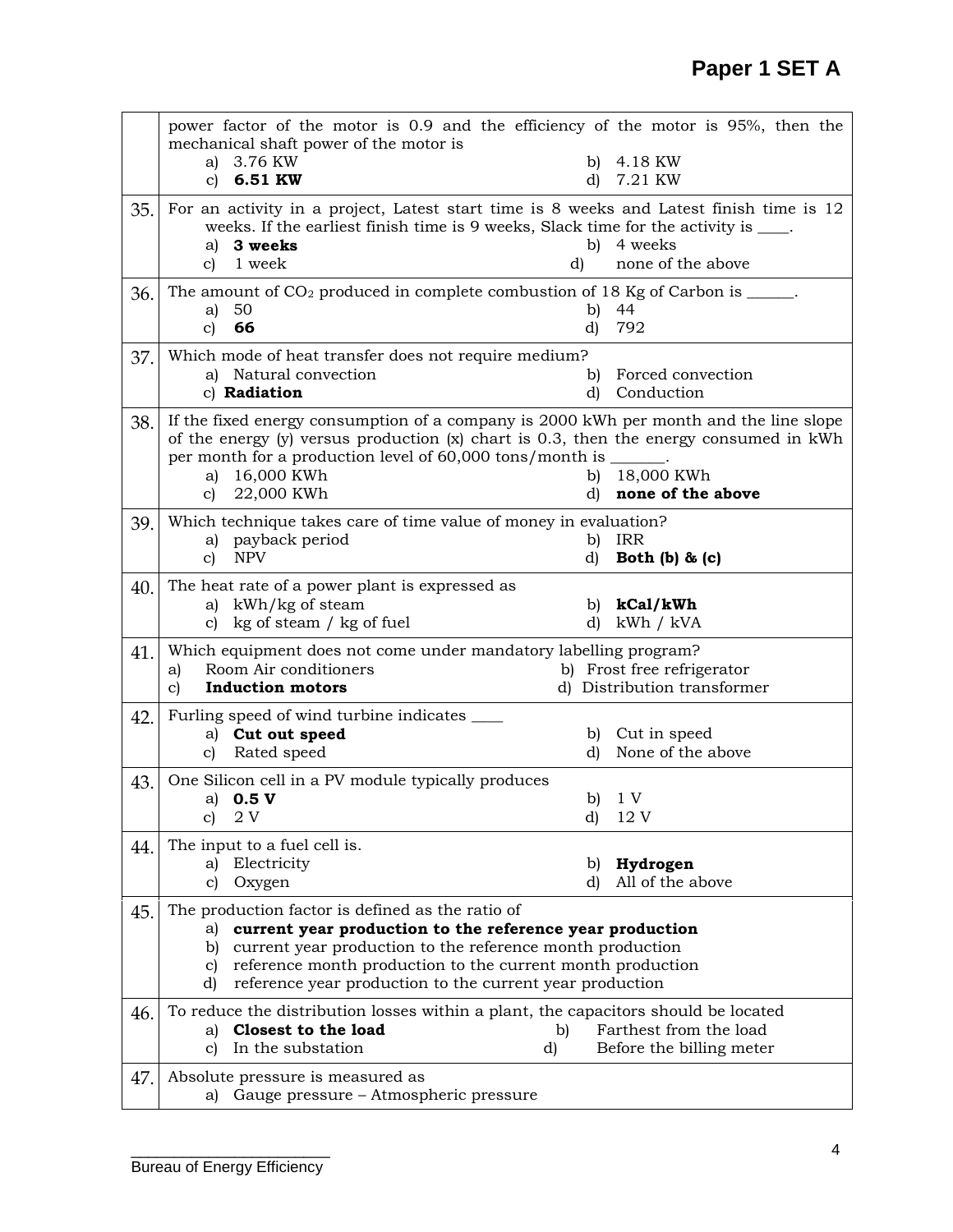| | |
|---|---|
| | power factor of the motor is 0.9 and the efficiency of the motor is 95%, then the mechanical shaft power of the motor is<br>a) 3.76 KW b) 4.18 KW<br>c) **6.51 KW** d) 7.21 KW |
| 35. | For an activity in a project, Latest start time is 8 weeks and Latest finish time is 12 weeks. If the earliest finish time is 9 weeks, Slack time for the activity is ____.<br>a) **3 weeks** b) 4 weeks<br>c) 1 week d) none of the above |
| 36. | The amount of $CO_2$ produced in complete combustion of 18 Kg of Carbon is ______.<br>a) 50 b) 44<br>c) **66** d) 792 |
| 37. | Which mode of heat transfer does not require medium?<br>a) Natural convection b) Forced convection<br>c) **Radiation** d) Conduction |
| 38. | If the fixed energy consumption of a company is 2000 kWh per month and the line slope of the energy (y) versus production (x) chart is 0.3, then the energy consumed in kWh per month for a production level of 60,000 tons/month is _______.<br>a) 16,000 KWh b) 18,000 KWh<br>c) 22,000 KWh d) **none of the above** |
| 39. | Which technique takes care of time value of money in evaluation?<br>a) payback period b) IRR<br>c) NPV d) **Both (b) & (c)** |
| 40. | The heat rate of a power plant is expressed as<br>a) kWh/kg of steam b) **kCal/kWh**<br>c) kg of steam / kg of fuel d) kWh / kVA |
| 41. | Which equipment does not come under mandatory labelling program?<br>a) Room Air conditioners b) Frost free refrigerator<br>c) **Induction motors** d) Distribution transformer |
| 42. | Furling speed of wind turbine indicates ____<br>a) **Cut out speed** b) Cut in speed<br>c) Rated speed d) None of the above |
| 43. | One Silicon cell in a PV module typically produces<br>a) **0.5 V** b) 1 V<br>c) 2 V d) 12 V |
| 44. | The input to a fuel cell is.<br>a) Electricity b) **Hydrogen**<br>c) Oxygen d) All of the above |
| 45. | The production factor is defined as the ratio of<br>a) **current year production to the reference year production**<br>b) current year production to the reference month production<br>c) reference month production to the current month production<br>d) reference year production to the current year production |
| 46. | To reduce the distribution losses within a plant, the capacitors should be located<br>a) **Closest to the load** b) Farthest from the load<br>c) In the substation d) Before the billing meter |
| 47. | Absolute pressure is measured as<br>a) Gauge pressure – Atmospheric pressure |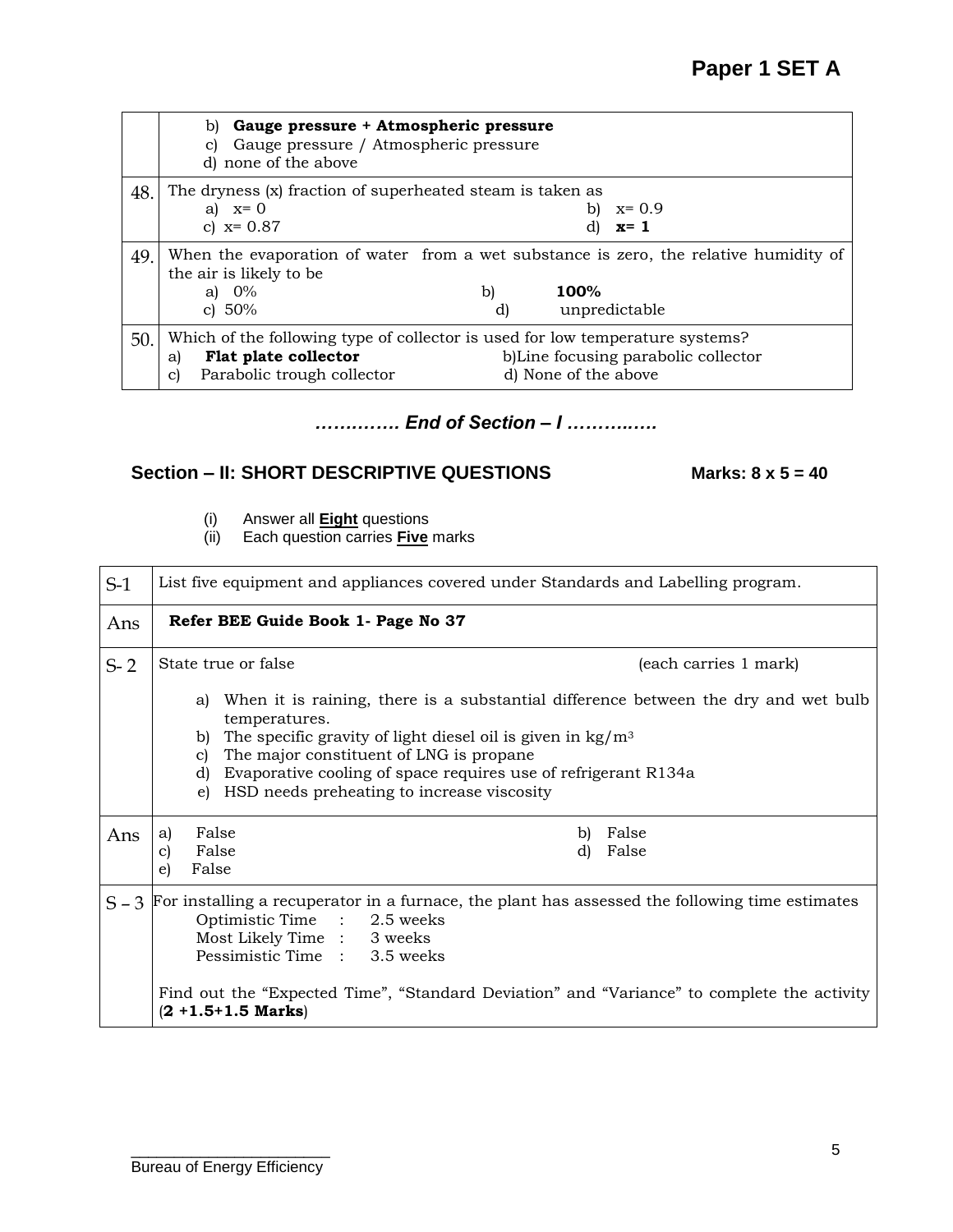| | |
|---|---|
| | b) **Gauge pressure + Atmospheric pressure**<br>c) Gauge pressure / Atmospheric pressure<br>d) none of the above |
| 48. | The dryness (x) fraction of superheated steam is taken as<br>a) x= 0 b) x= 0.9<br>c) x= 0.87 d) **x= 1** |
| 49. | When the evaporation of water from a wet substance is zero, the relative humidity of the air is likely to be<br>a) 0% b) **100%**<br>c) 50% d) unpredictable |
| 50. | Which of the following type of collector is used for low temperature systems?<br>a) **Flat plate collector** b)Line focusing parabolic collector<br>c) Parabolic trough collector d) None of the above |

***…………. End of Section – I ………..….***

## Section – II: SHORT DESCRIPTIVE QUESTIONS Marks: 8 x 5 = 40

(i) Answer all **Eight** questions
(ii) Each question carries **Five** marks

| | |
|---|---|
| S-1 | List five equipment and appliances covered under Standards and Labelling program. |
| Ans | **Refer BEE Guide Book 1- Page No 37** |
| S- 2 | State true or false (each carries 1 mark)<br><br>a) When it is raining, there is a substantial difference between the dry and wet bulb temperatures.<br>b) The specific gravity of light diesel oil is given in kg/$m^3$<br>c) The major constituent of LNG is propane<br>d) Evaporative cooling of space requires use of refrigerant R134a<br>e) HSD needs preheating to increase viscosity |
| Ans | a) False b) False<br>c) False d) False<br>e) False |
| S – 3 | For installing a recuperator in a furnace, the plant has assessed the following time estimates<br>Optimistic Time : 2.5 weeks<br>Most Likely Time : 3 weeks<br>Pessimistic Time : 3.5 weeks<br><br>Find out the "Expected Time", "Standard Deviation" and "Variance" to complete the activity (**2 +1.5+1.5 Marks**) |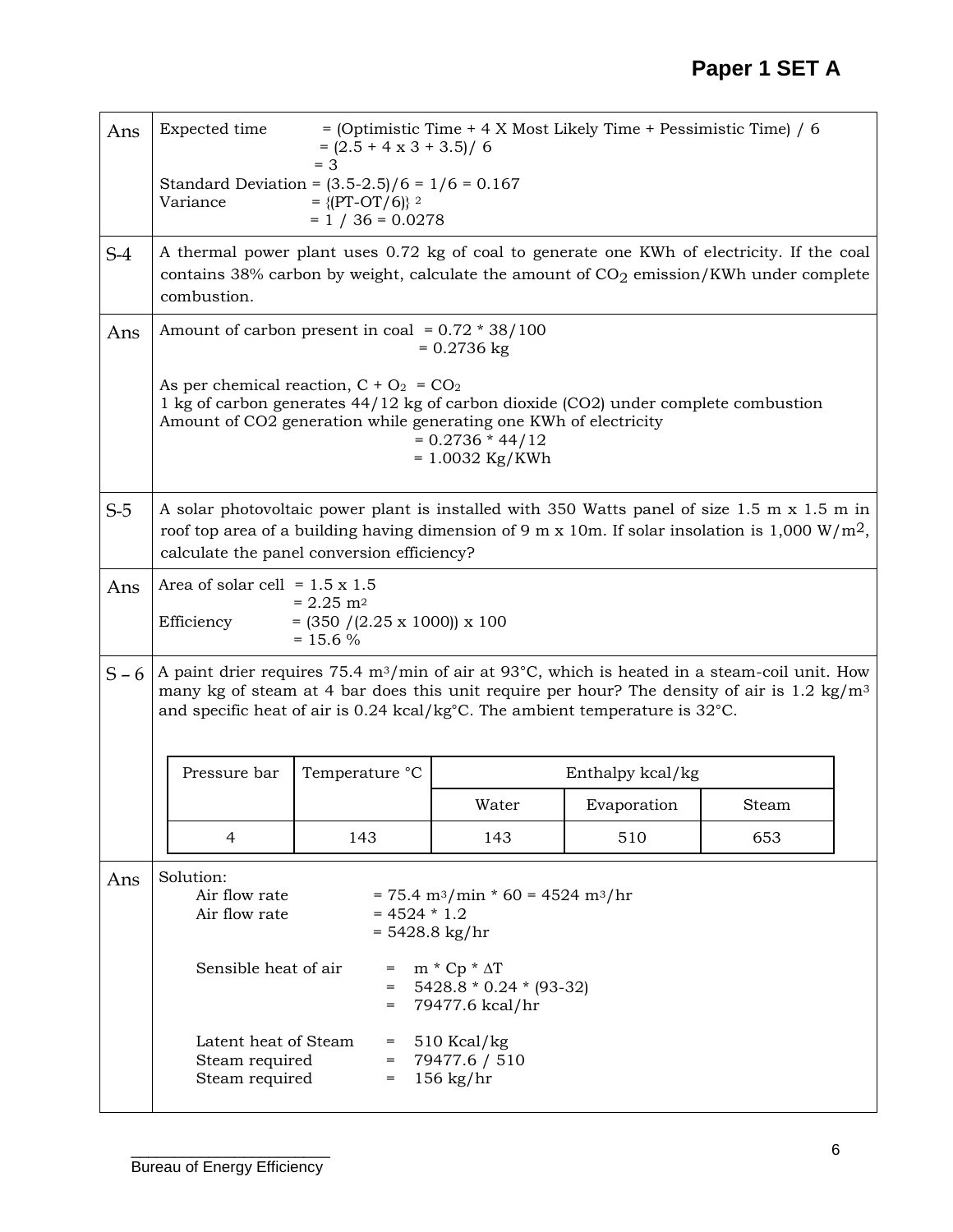| | |
|---|---|
| Ans | Expected time = (Optimistic Time + 4 X Most Likely Time + Pessimistic Time) / 6<br>= (2.5 + 4 x 3 + 3.5)/ 6<br>= 3<br>Standard Deviation = (3.5-2.5)/6 = 1/6 = 0.167<br>Variance = $\{(PT-OT/6)\}^2$<br>= 1 / 36 = 0.0278 |
| S-4 | A thermal power plant uses 0.72 kg of coal to generate one KWh of electricity. If the coal contains 38% carbon by weight, calculate the amount of $CO_2$ emission/KWh under complete combustion. |
| Ans | Amount of carbon present in coal = 0.72 * 38/100<br>= 0.2736 kg<br><br>As per chemical reaction, $C + O_2 = CO_2$<br>1 kg of carbon generates 44/12 kg of carbon dioxide (CO2) under complete combustion<br>Amount of CO2 generation while generating one KWh of electricity<br>= 0.2736 * 44/12<br>= 1.0032 Kg/KWh |
| S-5 | A solar photovoltaic power plant is installed with 350 Watts panel of size 1.5 m x 1.5 m in roof top area of a building having dimension of 9 m x 10m. If solar insolation is 1,000 W/$m^2$, calculate the panel conversion efficiency? |
| Ans | Area of solar cell = 1.5 x 1.5<br>= 2.25 $m^2$<br>Efficiency = (350 /(2.25 x 1000)) x 100<br>= 15.6 % |
| S – 6 | A paint drier requires 75.4 $m^3$/min of air at 93°C, which is heated in a steam-coil unit. How many kg of steam at 4 bar does this unit require per hour? The density of air is 1.2 kg/$m^3$ and specific heat of air is 0.24 kcal/kg°C. The ambient temperature is 32°C. |

| Pressure bar | Temperature °C | Enthalpy kcal/kg | | |
|---|---|---|---|---|
| | | Water | Evaporation | Steam |
| 4 | 143 | 143 | 510 | 653 |

**Ans**

Solution:

Air flow rate = 75.4 $m^3$/min * 60 = 4524 $m^3$/hr
Air flow rate = 4524 * 1.2
= 5428.8 kg/hr

Sensible heat of air = m * Cp * ΔT
= 5428.8 * 0.24 * (93-32)
= 79477.6 kcal/hr

Latent heat of Steam = 510 Kcal/kg
Steam required = 79477.6 / 510
Steam required = 156 kg/hr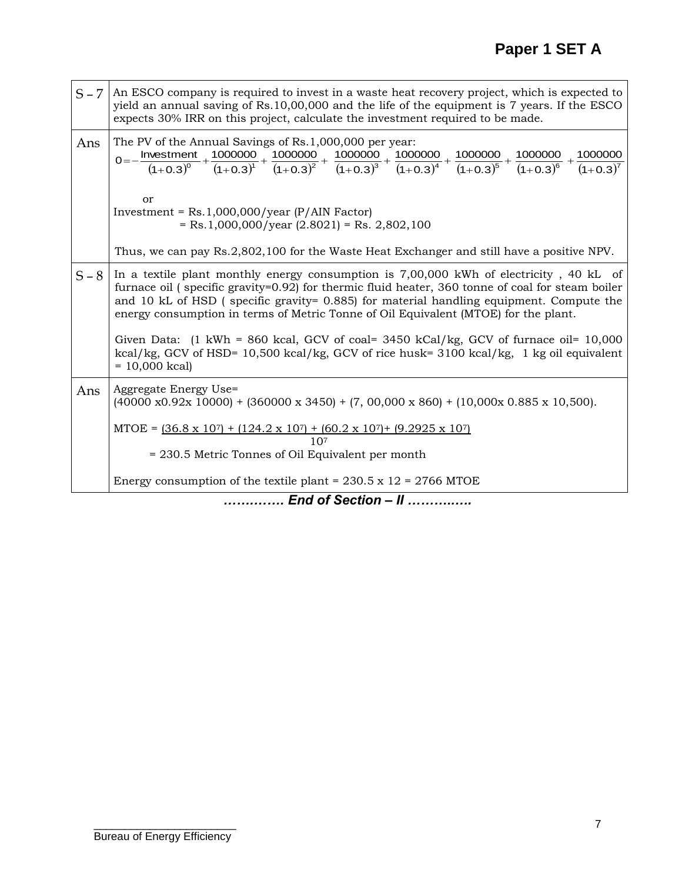| | |
|---|---|
| S – 7 | An ESCO company is required to invest in a waste heat recovery project, which is expected to yield an annual saving of Rs.10,00,000 and the life of the equipment is 7 years. If the ESCO expects 30% IRR on this project, calculate the investment required to be made. |
| Ans | The PV of the Annual Savings of Rs.1,000,000 per year: $0 = -\frac{\text{Investment}}{(1+0.3)^0} + \frac{1000000}{(1+0.3)^1} + \frac{1000000}{(1+0.3)^2} + \frac{1000000}{(1+0.3)^3} + \frac{1000000}{(1+0.3)^4} + \frac{1000000}{(1+0.3)^5} + \frac{1000000}{(1+0.3)^6} + \frac{1000000}{(1+0.3)^7}$ <br><br> or <br> Investment = Rs.1,000,000/year (P/AIN Factor) <br> = Rs.1,000,000/year (2.8021) = Rs. 2,802,100 <br><br> Thus, we can pay Rs.2,802,100 for the Waste Heat Exchanger and still have a positive NPV. |
| S – 8 | In a textile plant monthly energy consumption is 7,00,000 kWh of electricity , 40 kL of furnace oil ( specific gravity=0.92) for thermic fluid heater, 360 tonne of coal for steam boiler and 10 kL of HSD ( specific gravity= 0.885) for material handling equipment. Compute the energy consumption in terms of Metric Tonne of Oil Equivalent (MTOE) for the plant. <br><br> Given Data: (1 kWh = 860 kcal, GCV of coal= 3450 kCal/kg, GCV of furnace oil= 10,000 kcal/kg, GCV of HSD= 10,500 kcal/kg, GCV of rice husk= 3100 kcal/kg, 1 kg oil equivalent = 10,000 kcal) |
| Ans | Aggregate Energy Use= <br> (40000 x0.92x 10000) + (360000 x 3450) + (7, 00,000 x 860) + (10,000x 0.885 x 10,500). <br><br> MTOE = $\frac{(36.8 \times 10^7) + (124.2 \times 10^7) + (60.2 \times 10^7) + (9.2925 \times 10^7)}{10^7}$ <br> = 230.5 Metric Tonnes of Oil Equivalent per month <br><br> Energy consumption of the textile plant = 230.5 x 12 = 2766 MTOE |

***…………. End of Section – II …………..***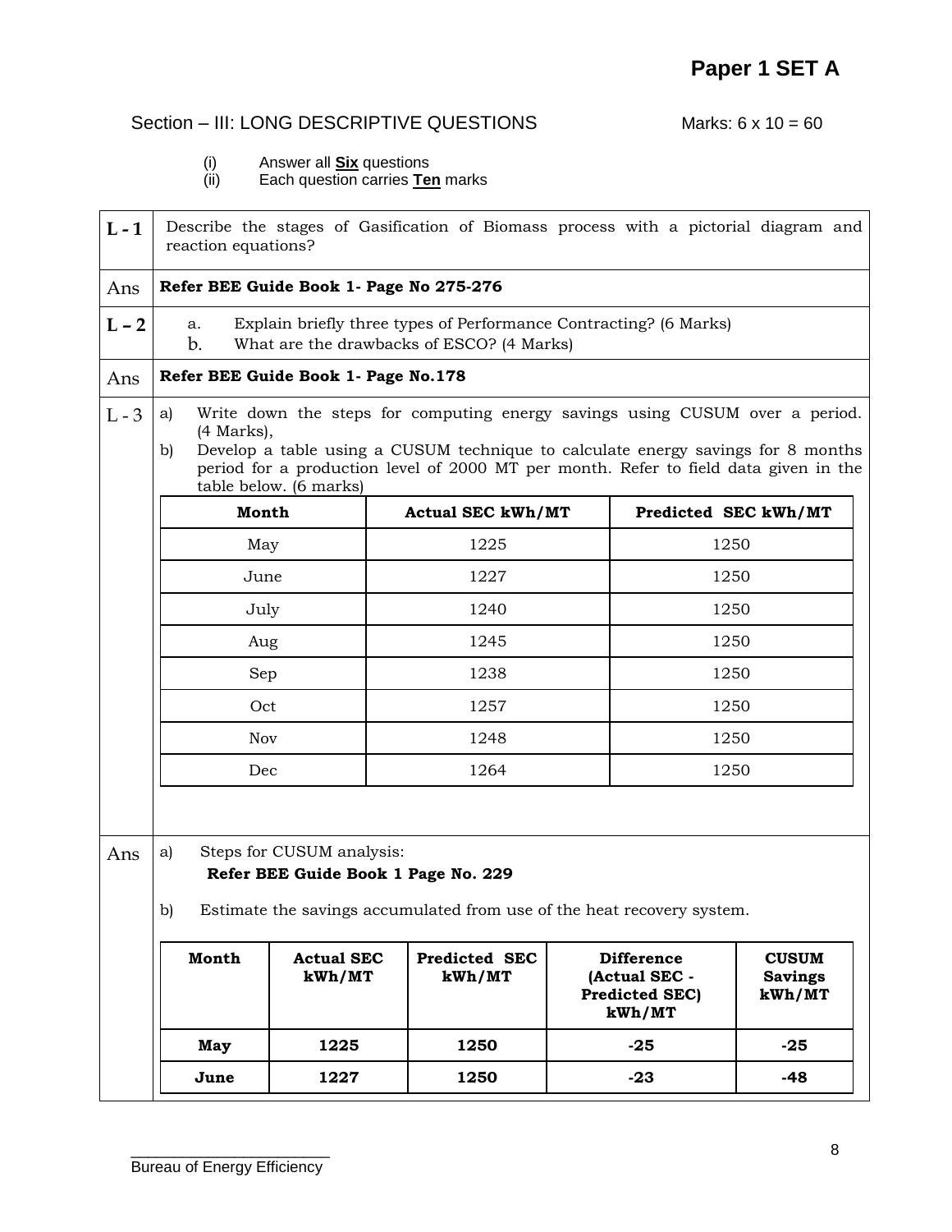# Paper 1 SET A

## Section – III: LONG DESCRIPTIVE QUESTIONS

Marks: 6 x 10 = 60

(i) Answer all **Six** questions
(ii) Each question carries **Ten** marks

**L - 1** Describe the stages of Gasification of Biomass process with a pictorial diagram and reaction equations?

**Ans** **Refer BEE Guide Book 1- Page No 275-276**

**L – 2**

a. Explain briefly three types of Performance Contracting? (6 Marks)
b. What are the drawbacks of ESCO? (4 Marks)

**Ans** **Refer BEE Guide Book 1- Page No.178**

**L - 3**

a) Write down the steps for computing energy savings using CUSUM over a period. (4 Marks),
b) Develop a table using a CUSUM technique to calculate energy savings for 8 months period for a production level of 2000 MT per month. Refer to field data given in the table below. (6 marks)

| Month | Actual SEC kWh/MT | Predicted SEC kWh/MT |
|---|---|---|
| May | 1225 | 1250 |
| June | 1227 | 1250 |
| July | 1240 | 1250 |
| Aug | 1245 | 1250 |
| Sep | 1238 | 1250 |
| Oct | 1257 | 1250 |
| Nov | 1248 | 1250 |
| Dec | 1264 | 1250 |

**Ans**

a) Steps for CUSUM analysis:
**Refer BEE Guide Book 1 Page No. 229**

b) Estimate the savings accumulated from use of the heat recovery system.

| Month | Actual SEC kWh/MT | Predicted SEC kWh/MT | Difference (Actual SEC - Predicted SEC) kWh/MT | CUSUM Savings kWh/MT |
|---|---|---|---|---|
| **May** | **1225** | **1250** | **-25** | **-25** |
| **June** | **1227** | **1250** | **-23** | **-48** |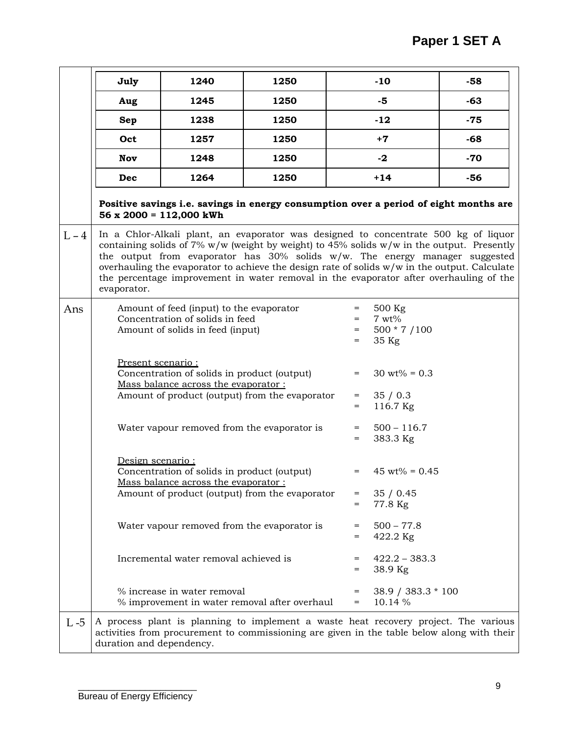| July | 1240 | 1250 | -10 | -58 |
|---|---|---|---|---|
| Aug | 1245 | 1250 | -5 | -63 |
| Sep | 1238 | 1250 | -12 | -75 |
| Oct | 1257 | 1250 | +7 | -68 |
| Nov | 1248 | 1250 | -2 | -70 |
| Dec | 1264 | 1250 | +14 | -56 |

**Positive savings i.e. savings in energy consumption over a period of eight months are 56 x 2000 = 112,000 kWh**

**L – 4** In a Chlor-Alkali plant, an evaporator was designed to concentrate 500 kg of liquor containing solids of 7% w/w (weight by weight) to 45% solids w/w in the output. Presently the output from evaporator has 30% solids w/w. The energy manager suggested overhauling the evaporator to achieve the design rate of solids w/w in the output. Calculate the percentage improvement in water removal in the evaporator after overhauling of the evaporator.

**Ans**

Amount of feed (input) to the evaporator = 500 Kg
Concentration of solids in feed = 7 wt%
Amount of solids in feed (input) = 500 * 7 /100
= 35 Kg

<u>Present scenario :</u>
Concentration of solids in product (output) = 30 wt% = 0.3
<u>Mass balance across the evaporator :</u>
Amount of product (output) from the evaporator = 35 / 0.3
= 116.7 Kg

Water vapour removed from the evaporator is = 500 – 116.7
= 383.3 Kg

<u>Design scenario :</u>
Concentration of solids in product (output) = 45 wt% = 0.45
<u>Mass balance across the evaporator :</u>
Amount of product (output) from the evaporator = 35 / 0.45
= 77.8 Kg

Water vapour removed from the evaporator is = 500 – 77.8
= 422.2 Kg

Incremental water removal achieved is = 422.2 – 383.3
= 38.9 Kg

% increase in water removal = 38.9 / 383.3 * 100
% improvement in water removal after overhaul = 10.14 %

**L -5** A process plant is planning to implement a waste heat recovery project. The various activities from procurement to commissioning are given in the table below along with their duration and dependency.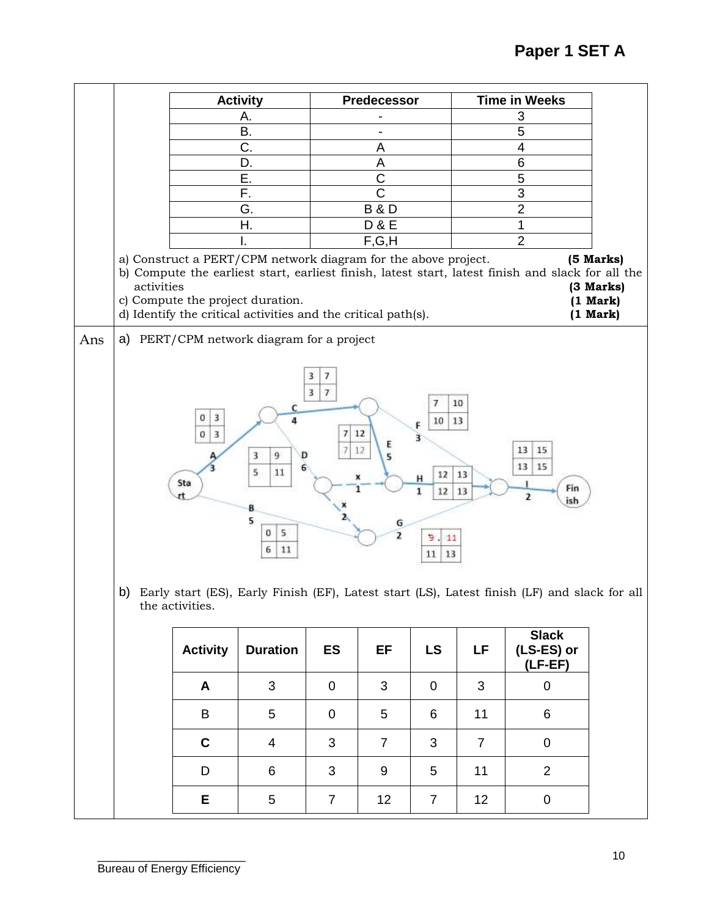| Activity | Predecessor | Time in Weeks |
|---|---|---|
| A. | - | 3 |
| B. | - | 5 |
| C. | A | 4 |
| D. | A | 6 |
| E. | C | 5 |
| F. | C | 3 |
| G. | B & D | 2 |
| H. | D & E | 1 |
| I. | F,G,H | 2 |

a) Construct a PERT/CPM network diagram for the above project. **(5 Marks)**

b) Compute the earliest start, earliest finish, latest start, latest finish and slack for all the activities **(3 Marks)**

c) Compute the project duration. **(1 Mark)**

d) Identify the critical activities and the critical path(s). **(1 Mark)**

**Ans**

a) PERT/CPM network diagram for a project

b) Early start (ES), Early Finish (EF), Latest start (LS), Latest finish (LF) and slack for all the activities.

| Activity | Duration | ES | EF | LS | LF | Slack (LS-ES) or (LF-EF) |
|---|---|---|---|---|---|---|
| **A** | 3 | 0 | 3 | 0 | 3 | 0 |
| B | 5 | 0 | 5 | 6 | 11 | 6 |
| **C** | 4 | 3 | 7 | 3 | 7 | 0 |
| D | 6 | 3 | 9 | 5 | 11 | 2 |
| **E** | 5 | 7 | 12 | 7 | 12 | 0 |

Bureau of Energy Efficiency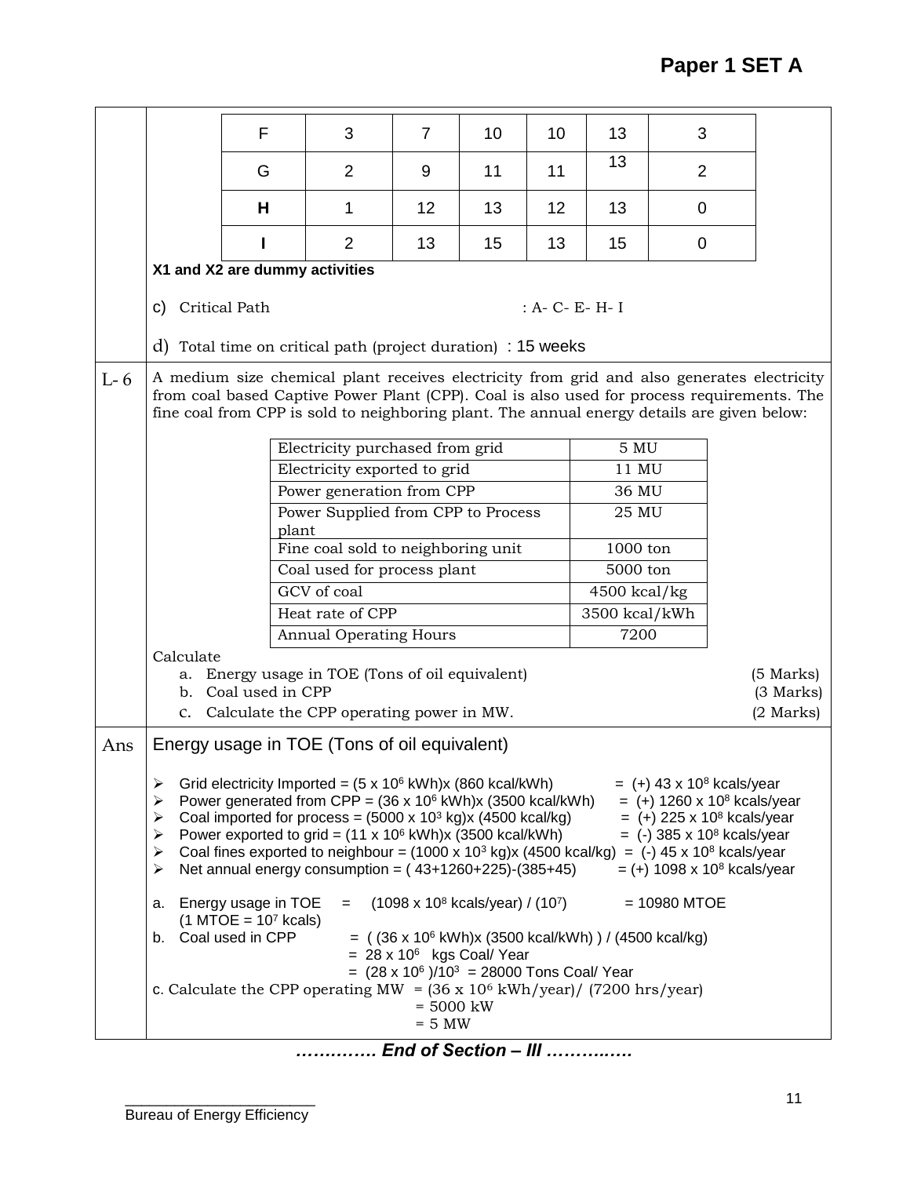# Paper 1 SET A

| | | | | | | |
|---|---|---|---|---|---|---|
| F | 3 | 7 | 10 | 10 | 13 | 3 |
| G | 2 | 9 | 11 | 11 | 13 | 2 |
| **H** | 1 | 12 | 13 | 12 | 13 | 0 |
| **I** | 2 | 13 | 15 | 13 | 15 | 0 |

**X1 and X2 are dummy activities**

c) Critical Path : A- C- E- H- I

d) Total time on critical path (project duration) : 15 weeks

**L- 6**

A medium size chemical plant receives electricity from grid and also generates electricity from coal based Captive Power Plant (CPP). Coal is also used for process requirements. The fine coal from CPP is sold to neighboring plant. The annual energy details are given below:

| | |
|---|---|
| Electricity purchased from grid | 5 MU |
| Electricity exported to grid | 11 MU |
| Power generation from CPP | 36 MU |
| Power Supplied from CPP to Process plant | 25 MU |
| Fine coal sold to neighboring unit | 1000 ton |
| Coal used for process plant | 5000 ton |
| GCV of coal | 4500 kcal/kg |
| Heat rate of CPP | 3500 kcal/kWh |
| Annual Operating Hours | 7200 |

Calculate

a. Energy usage in TOE (Tons of oil equivalent) (5 Marks)
b. Coal used in CPP (3 Marks)
c. Calculate the CPP operating power in MW. (2 Marks)

**Ans**

Energy usage in TOE (Tons of oil equivalent)

- Grid electricity Imported = ($5 \times 10^6$ kWh)x (860 kcal/kWh) = (+) $43 \times 10^8$ kcals/year
- Power generated from CPP = ($36 \times 10^6$ kWh)x (3500 kcal/kWh) = (+) $1260 \times 10^8$ kcals/year
- Coal imported for process = ($5000 \times 10^3$ kg)x (4500 kcal/kg) = (+) $225 \times 10^8$ kcals/year
- Power exported to grid = ($11 \times 10^6$ kWh)x (3500 kcal/kWh) = (-) $385 \times 10^8$ kcals/year
- Coal fines exported to neighbour = ($1000 \times 10^3$ kg)x (4500 kcal/kg) = (-) $45 \times 10^8$ kcals/year
- Net annual energy consumption = ( 43+1260+225)-(385+45) = (+) $1098 \times 10^8$ kcals/year

a. Energy usage in TOE = ($1098 \times 10^8$ kcals/year) / ($10^7$) = 10980 MTOE
(1 MTOE = $10^7$ kcals)

b. Coal used in CPP = ( ($36 \times 10^6$ kWh)x (3500 kcal/kWh) ) / (4500 kcal/kg)
= $28 \times 10^6$ kgs Coal/ Year
= ($28 \times 10^6$ )/$10^3$ = 28000 Tons Coal/ Year

c. Calculate the CPP operating MW = ($36 \times 10^6$ kWh/year)/ (7200 hrs/year)
= 5000 kW
= 5 MW

***…………. End of Section – III ………..….***

Bureau of Energy Efficiency